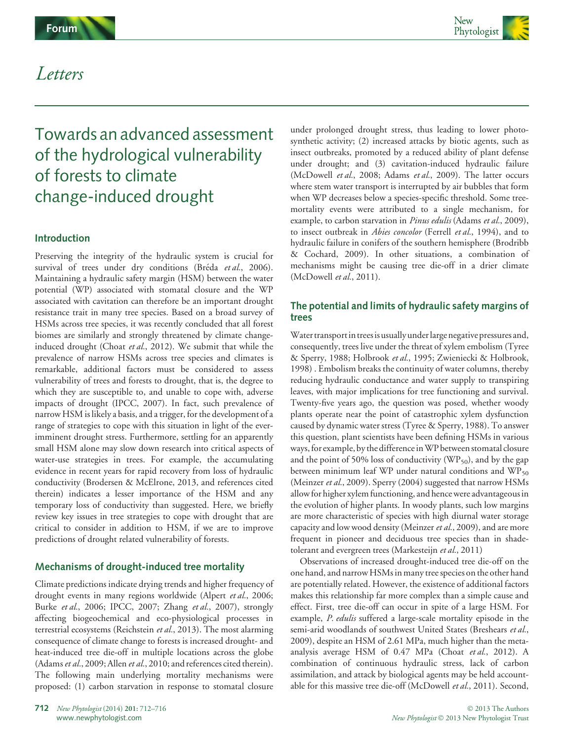Letters

# Towards an advanced assessment of the hydrological vulnerability of forests to climate change-induced drought

## Introduction

Preserving the integrity of the hydraulic system is crucial for survival of trees under dry conditions (Bréda *et al.*, 2006). Maintaining a hydraulic safety margin (HSM) between the water potential (WP) associated with stomatal closure and the WP associated with cavitation can therefore be an important drought resistance trait in many tree species. Based on a broad survey of HSMs across tree species, it was recently concluded that all forest biomes are similarly and strongly threatened by climate change-induced drought (Choat *et al.*, 2012). We submit that while the prevalence of narrow HSMs across tree species and climates is remarkable, additional factors must be considered to assess vulnerability of trees and forests to drought, that is, the degree to which they are susceptible to, and unable to cope with, adverse impacts of drought (IPCC, 2007). In fact, such prevalence of narrow HSM is likely a basis, and a trigger, for the development of a range of strategies to cope with this situation in light of the ever-imminent drought stress. Furthermore, settling for an apparently small HSM alone may slow down research into critical aspects of water-use strategies in trees. For example, the accumulating evidence in recent years for rapid recovery from loss of hydraulic conductivity (Brodersen & McElrone, 2013, and references cited therein) indicates a lesser importance of the HSM and any temporary loss of conductivity than suggested. Here, we briefly review key issues in tree strategies to cope with drought that are critical to consider in addition to HSM, if we are to improve predictions of drought related vulnerability of forests.

## Mechanisms of drought-induced tree mortality

Climate predictions indicate drying trends and higher frequency of drought events in many regions worldwide (Alpert *et al.*, 2006; Burke *et al.*, 2006; IPCC, 2007; Zhang *et al.*, 2007), strongly affecting biogeochemical and eco-physiological processes in terrestrial ecosystems (Reichstein *et al.*, 2013). The most alarming consequence of climate change to forests is increased drought- and heat-induced tree die-off in multiple locations across the globe (Adams *et al.*, 2009; Allen *et al.*, 2010; and references cited therein). The following main underlying mortality mechanisms were proposed: (1) carbon starvation in response to stomatal closure under prolonged drought stress, thus leading to lower photosynthetic activity; (2) increased attacks by biotic agents, such as insect outbreaks, promoted by a reduced ability of plant defense under drought; and (3) cavitation-induced hydraulic failure (McDowell *et al.*, 2008; Adams *et al.*, 2009). The latter occurs where stem water transport is interrupted by air bubbles that form when WP decreases below a species-specific threshold. Some tree-mortality events were attributed to a single mechanism, for example, to carbon starvation in *Pinus edulis* (Adams *et al.*, 2009), to insect outbreak in *Abies concolor* (Ferrell *et al.*, 1994), and to hydraulic failure in conifers of the southern hemisphere (Brodribb & Cochard, 2009). In other situations, a combination of mechanisms might be causing tree die-off in a drier climate (McDowell *et al.*, 2011).

## The potential and limits of hydraulic safety margins of trees

Water transport in trees is usually under large negative pressures and, consequently, trees live under the threat of xylem embolism (Tyree & Sperry, 1988; Holbrook *et al.*, 1995; Zwieniecki & Holbrook, 1998) . Embolism breaks the continuity of water columns, thereby reducing hydraulic conductance and water supply to transpiring leaves, with major implications for tree functioning and survival. Twenty-five years ago, the question was posed, whether woody plants operate near the point of catastrophic xylem dysfunction caused by dynamic water stress (Tyree & Sperry, 1988). To answer this question, plant scientists have been defining HSMs in various ways, for example, by the difference in WP between stomatal closure and the point of 50% loss of conductivity ($WP_{50}$), and by the gap between minimum leaf WP under natural conditions and $WP_{50}$ (Meinzer *et al.*, 2009). Sperry (2004) suggested that narrow HSMs allow for higher xylem functioning, and hence were advantageous in the evolution of higher plants. In woody plants, such low margins are more characteristic of species with high diurnal water storage capacity and low wood density (Meinzer *et al.*, 2009), and are more frequent in pioneer and deciduous tree species than in shade-tolerant and evergreen trees (Markesteijn *et al.*, 2011)

Observations of increased drought-induced tree die-off on the one hand, and narrow HSMs in many tree species on the other hand are potentially related. However, the existence of additional factors makes this relationship far more complex than a simple cause and effect. First, tree die-off can occur in spite of a large HSM. For example, *P. edulis* suffered a large-scale mortality episode in the semi-arid woodlands of southwest United States (Breshears *et al.*, 2009), despite an HSM of 2.61 MPa, much higher than the meta-analysis average HSM of 0.47 MPa (Choat *et al.*, 2012). A combination of continuous hydraulic stress, lack of carbon assimilation, and attack by biological agents may be held accountable for this massive tree die-off (McDowell *et al.*, 2011). Second,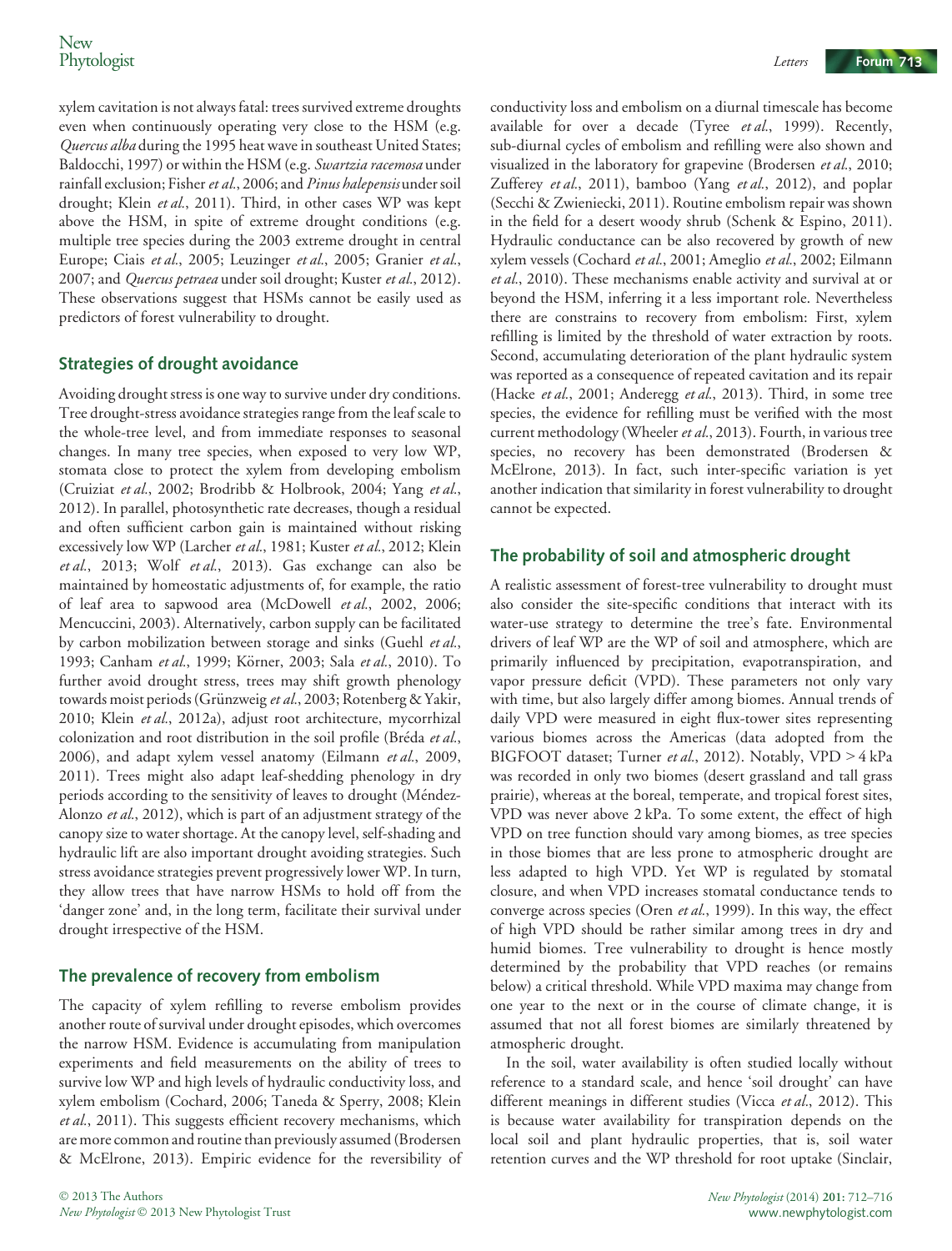xylem cavitation is not always fatal: trees survived extreme droughts even when continuously operating very close to the HSM (e.g. *Quercus alba* during the 1995 heat wave in southeast United States; Baldocchi, 1997) or within the HSM (e.g. *Swartzia racemosa* under rainfall exclusion; Fisher *et al.*, 2006; and *Pinus halepensis* under soil drought; Klein *et al.*, 2011). Third, in other cases WP was kept above the HSM, in spite of extreme drought conditions (e.g. multiple tree species during the 2003 extreme drought in central Europe; Ciais *et al.*, 2005; Leuzinger *et al.*, 2005; Granier *et al.*, 2007; and *Quercus petraea* under soil drought; Kuster *et al.*, 2012). These observations suggest that HSMs cannot be easily used as predictors of forest vulnerability to drought.

## Strategies of drought avoidance

Avoiding drought stress is one way to survive under dry conditions. Tree drought-stress avoidance strategies range from the leaf scale to the whole-tree level, and from immediate responses to seasonal changes. In many tree species, when exposed to very low WP, stomata close to protect the xylem from developing embolism (Cruiziat *et al.*, 2002; Brodribb & Holbrook, 2004; Yang *et al.*, 2012). In parallel, photosynthetic rate decreases, though a residual and often sufficient carbon gain is maintained without risking excessively low WP (Larcher *et al.*, 1981; Kuster *et al.*, 2012; Klein *et al.*, 2013; Wolf *et al.*, 2013). Gas exchange can also be maintained by homeostatic adjustments of, for example, the ratio of leaf area to sapwood area (McDowell *et al.*, 2002, 2006; Mencuccini, 2003). Alternatively, carbon supply can be facilitated by carbon mobilization between storage and sinks (Guehl *et al.*, 1993; Canham *et al.*, 1999; Körner, 2003; Sala *et al.*, 2010). To further avoid drought stress, trees may shift growth phenology towards moist periods (Grünzweig *et al.*, 2003; Rotenberg & Yakir, 2010; Klein *et al.*, 2012a), adjust root architecture, mycorrhizal colonization and root distribution in the soil profile (Bréda *et al.*, 2006), and adapt xylem vessel anatomy (Eilmann *et al.*, 2009, 2011). Trees might also adapt leaf-shedding phenology in dry periods according to the sensitivity of leaves to drought (Méndez-Alonzo *et al.*, 2012), which is part of an adjustment strategy of the canopy size to water shortage. At the canopy level, self-shading and hydraulic lift are also important drought avoiding strategies. Such stress avoidance strategies prevent progressively lower WP. In turn, they allow trees that have narrow HSMs to hold off from the 'danger zone' and, in the long term, facilitate their survival under drought irrespective of the HSM.

## The prevalence of recovery from embolism

The capacity of xylem refilling to reverse embolism provides another route of survival under drought episodes, which overcomes the narrow HSM. Evidence is accumulating from manipulation experiments and field measurements on the ability of trees to survive low WP and high levels of hydraulic conductivity loss, and xylem embolism (Cochard, 2006; Taneda & Sperry, 2008; Klein *et al.*, 2011). This suggests efficient recovery mechanisms, which are more common and routine than previously assumed (Brodersen & McElrone, 2013). Empiric evidence for the reversibility of conductivity loss and embolism on a diurnal timescale has become available for over a decade (Tyree *et al.*, 1999). Recently, sub-diurnal cycles of embolism and refilling were also shown and visualized in the laboratory for grapevine (Brodersen *et al.*, 2010; Zufferey *et al.*, 2011), bamboo (Yang *et al.*, 2012), and poplar (Secchi & Zwieniecki, 2011). Routine embolism repair was shown in the field for a desert woody shrub (Schenk & Espino, 2011). Hydraulic conductance can be also recovered by growth of new xylem vessels (Cochard *et al.*, 2001; Ameglio *et al.*, 2002; Eilmann *et al.*, 2010). These mechanisms enable activity and survival at or beyond the HSM, inferring it a less important role. Nevertheless there are constrains to recovery from embolism: First, xylem refilling is limited by the threshold of water extraction by roots. Second, accumulating deterioration of the plant hydraulic system was reported as a consequence of repeated cavitation and its repair (Hacke *et al.*, 2001; Anderegg *et al.*, 2013). Third, in some tree species, the evidence for refilling must be verified with the most current methodology (Wheeler *et al.*, 2013). Fourth, in various tree species, no recovery has been demonstrated (Brodersen & McElrone, 2013). In fact, such inter-specific variation is yet another indication that similarity in forest vulnerability to drought cannot be expected.

## The probability of soil and atmospheric drought

A realistic assessment of forest-tree vulnerability to drought must also consider the site-specific conditions that interact with its water-use strategy to determine the tree's fate. Environmental drivers of leaf WP are the WP of soil and atmosphere, which are primarily influenced by precipitation, evapotranspiration, and vapor pressure deficit (VPD). These parameters not only vary with time, but also largely differ among biomes. Annual trends of daily VPD were measured in eight flux-tower sites representing various biomes across the Americas (data adopted from the BIGFOOT dataset; Turner *et al.*, 2012). Notably, VPD > 4 kPa was recorded in only two biomes (desert grassland and tall grass prairie), whereas at the boreal, temperate, and tropical forest sites, VPD was never above 2 kPa. To some extent, the effect of high VPD on tree function should vary among biomes, as tree species in those biomes that are less prone to atmospheric drought are less adapted to high VPD. Yet WP is regulated by stomatal closure, and when VPD increases stomatal conductance tends to converge across species (Oren *et al.*, 1999). In this way, the effect of high VPD should be rather similar among trees in dry and humid biomes. Tree vulnerability to drought is hence mostly determined by the probability that VPD reaches (or remains below) a critical threshold. While VPD maxima may change from one year to the next or in the course of climate change, it is assumed that not all forest biomes are similarly threatened by atmospheric drought.

In the soil, water availability is often studied locally without reference to a standard scale, and hence 'soil drought' can have different meanings in different studies (Vicca *et al.*, 2012). This is because water availability for transpiration depends on the local soil and plant hydraulic properties, that is, soil water retention curves and the WP threshold for root uptake (Sinclair,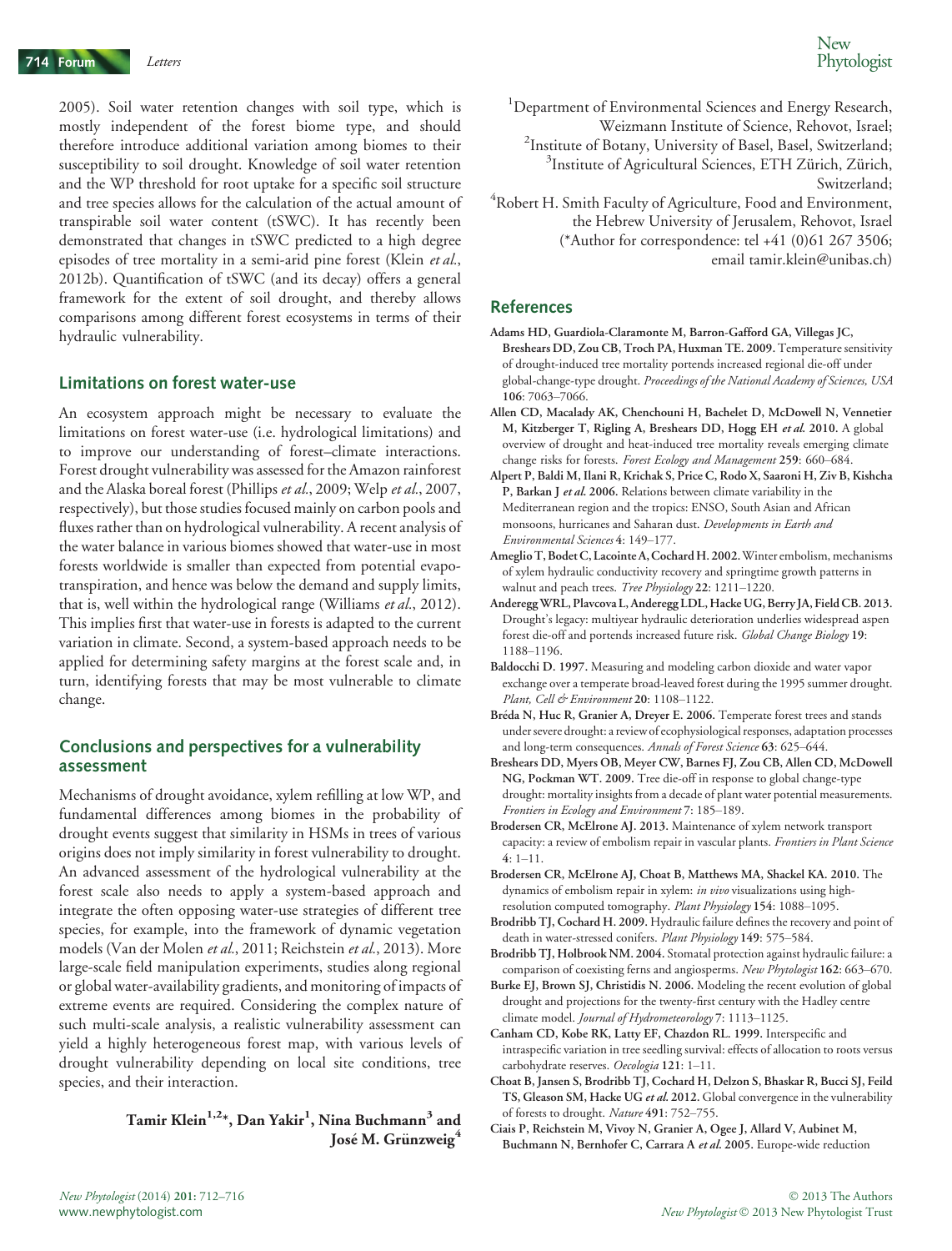2005). Soil water retention changes with soil type, which is mostly independent of the forest biome type, and should therefore introduce additional variation among biomes to their susceptibility to soil drought. Knowledge of soil water retention and the WP threshold for root uptake for a specific soil structure and tree species allows for the calculation of the actual amount of transpirable soil water content (tSWC). It has recently been demonstrated that changes in tSWC predicted to a high degree episodes of tree mortality in a semi-arid pine forest (Klein *et al.*, 2012b). Quantification of tSWC (and its decay) offers a general framework for the extent of soil drought, and thereby allows comparisons among different forest ecosystems in terms of their hydraulic vulnerability.

## Limitations on forest water-use

An ecosystem approach might be necessary to evaluate the limitations on forest water-use (i.e. hydrological limitations) and to improve our understanding of forest–climate interactions. Forest drought vulnerability was assessed for the Amazon rainforest and the Alaska boreal forest (Phillips *et al.*, 2009; Welp *et al.*, 2007, respectively), but those studies focused mainly on carbon pools and fluxes rather than on hydrological vulnerability. A recent analysis of the water balance in various biomes showed that water-use in most forests worldwide is smaller than expected from potential evapotranspiration, and hence was below the demand and supply limits, that is, well within the hydrological range (Williams *et al.*, 2012). This implies first that water-use in forests is adapted to the current variation in climate. Second, a system-based approach needs to be applied for determining safety margins at the forest scale and, in turn, identifying forests that may be most vulnerable to climate change.

## Conclusions and perspectives for a vulnerability assessment

Mechanisms of drought avoidance, xylem refilling at low WP, and fundamental differences among biomes in the probability of drought events suggest that similarity in HSMs in trees of various origins does not imply similarity in forest vulnerability to drought. An advanced assessment of the hydrological vulnerability at the forest scale also needs to apply a system-based approach and integrate the often opposing water-use strategies of different tree species, for example, into the framework of dynamic vegetation models (Van der Molen *et al.*, 2011; Reichstein *et al.*, 2013). More large-scale field manipulation experiments, studies along regional or global water-availability gradients, and monitoring of impacts of extreme events are required. Considering the complex nature of such multi-scale analysis, a realistic vulnerability assessment can yield a highly heterogeneous forest map, with various levels of drought vulnerability depending on local site conditions, tree species, and their interaction.

**Tamir Klein[1,2]*, Dan Yakir[1], Nina Buchmann[3] and José M. Grünzweig[4]**

[1]Department of Environmental Sciences and Energy Research, Weizmann Institute of Science, Rehovot, Israel;
[2]Institute of Botany, University of Basel, Basel, Switzerland;
[3]Institute of Agricultural Sciences, ETH Zürich, Zürich, Switzerland;
[4]Robert H. Smith Faculty of Agriculture, Food and Environment, the Hebrew University of Jerusalem, Rehovot, Israel
(*Author for correspondence: tel +41 (0)61 267 3506; email tamir.klein@unibas.ch)

## References

**Adams HD, Guardiola-Claramonte M, Barron-Gafford GA, Villegas JC, Breshears DD, Zou CB, Troch PA, Huxman TE. 2009.** Temperature sensitivity of drought-induced tree mortality portends increased regional die-off under global-change-type drought. *Proceedings of the National Academy of Sciences, USA* **106**: 7063–7066.

**Allen CD, Macalady AK, Chenchouni H, Bachelet D, McDowell N, Vennetier M, Kitzberger T, Rigling A, Breshears DD, Hogg EH *et al.* 2010.** A global overview of drought and heat-induced tree mortality reveals emerging climate change risks for forests. *Forest Ecology and Management* **259**: 660–684.

**Alpert P, Baldi M, Ilani R, Krichak S, Price C, Rodo X, Saaroni H, Ziv B, Kishcha P, Barkan J *et al.* 2006.** Relations between climate variability in the Mediterranean region and the tropics: ENSO, South Asian and African monsoons, hurricanes and Saharan dust. *Developments in Earth and Environmental Sciences* **4**: 149–177.

**Ameglio T, Bodet C, Lacointe A, Cochard H. 2002.** Winter embolism, mechanisms of xylem hydraulic conductivity recovery and springtime growth patterns in walnut and peach trees. *Tree Physiology* **22**: 1211–1220.

**Anderegg WRL, Plavcova L, Anderegg LDL, Hacke UG, Berry JA, Field CB. 2013.** Drought's legacy: multiyear hydraulic deterioration underlies widespread aspen forest die-off and portends increased future risk. *Global Change Biology* **19**: 1188–1196.

**Baldocchi D. 1997.** Measuring and modeling carbon dioxide and water vapor exchange over a temperate broad-leaved forest during the 1995 summer drought. *Plant, Cell & Environment* **20**: 1108–1122.

**Bréda N, Huc R, Granier A, Dreyer E. 2006.** Temperate forest trees and stands under severe drought: a review of ecophysiological responses, adaptation processes and long-term consequences. *Annals of Forest Science* **63**: 625–644.

**Breshears DD, Myers OB, Meyer CW, Barnes FJ, Zou CB, Allen CD, McDowell NG, Pockman WT. 2009.** Tree die-off in response to global change-type drought: mortality insights from a decade of plant water potential measurements. *Frontiers in Ecology and Environment* **7**: 185–189.

**Brodersen CR, McElrone AJ. 2013.** Maintenance of xylem network transport capacity: a review of embolism repair in vascular plants. *Frontiers in Plant Science* **4**: 1–11.

**Brodersen CR, McElrone AJ, Choat B, Matthews MA, Shackel KA. 2010.** The dynamics of embolism repair in xylem: *in vivo* visualizations using high-resolution computed tomography. *Plant Physiology* **154**: 1088–1095.

**Brodribb TJ, Cochard H. 2009.** Hydraulic failure defines the recovery and point of death in water-stressed conifers. *Plant Physiology* **149**: 575–584.

**Brodribb TJ, Holbrook NM. 2004.** Stomatal protection against hydraulic failure: a comparison of coexisting ferns and angiosperms. *New Phytologist* **162**: 663–670.

**Burke EJ, Brown SJ, Christidis N. 2006.** Modeling the recent evolution of global drought and projections for the twenty-first century with the Hadley centre climate model. *Journal of Hydrometeorology* **7**: 1113–1125.

**Canham CD, Kobe RK, Latty EF, Chazdon RL. 1999.** Interspecific and intraspecific variation in tree seedling survival: effects of allocation to roots versus carbohydrate reserves. *Oecologia* **121**: 1–11.

**Choat B, Jansen S, Brodribb TJ, Cochard H, Delzon S, Bhaskar R, Bucci SJ, Feild TS, Gleason SM, Hacke UG *et al.* 2012.** Global convergence in the vulnerability of forests to drought. *Nature* **491**: 752–755.

**Ciais P, Reichstein M, Viovy N, Granier A, Ogee J, Allard V, Aubinet M, Buchmann N, Bernhofer C, Carrara A *et al.* 2005.** Europe-wide reduction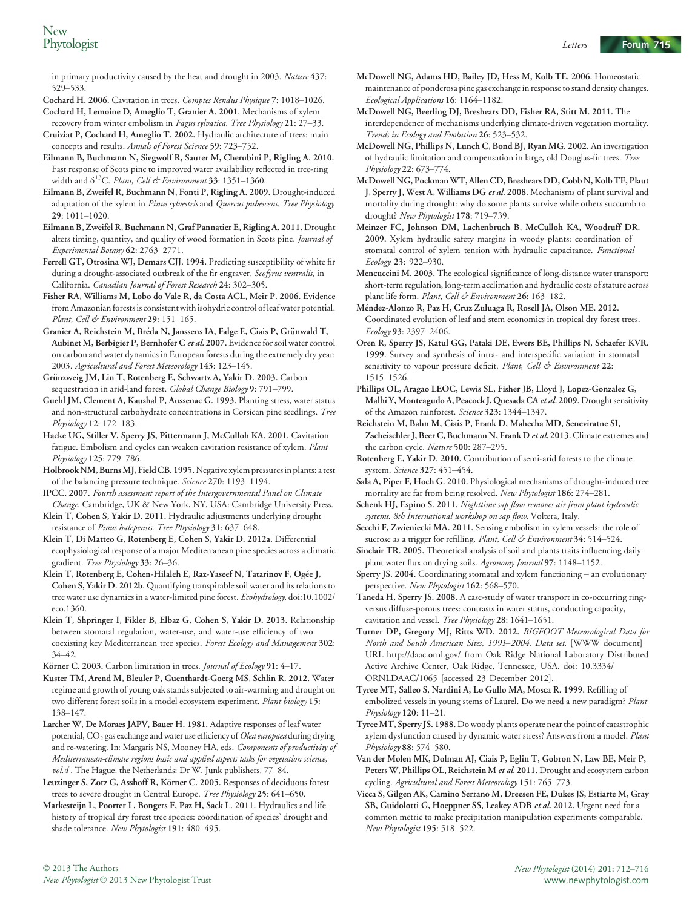in primary productivity caused by the heat and drought in 2003. *Nature* **437**: 529–533.

**Cochard H. 2006.** Cavitation in trees. *Comptes Rendus Physique* **7**: 1018–1026.

**Cochard H, Lemoine D, Ameglio T, Granier A. 2001.** Mechanisms of xylem recovery from winter embolism in *Fagus sylvatica*. *Tree Physiology* **21**: 27–33.

**Cruiziat P, Cochard H, Ameglio T. 2002.** Hydraulic architecture of trees: main concepts and results. *Annals of Forest Science* **59**: 723–752.

**Eilmann B, Buchmann N, Siegwolf R, Saurer M, Cherubini P, Rigling A. 2010.** Fast response of Scots pine to improved water availability reflected in tree-ring width and $\delta^{13}$C. *Plant, Cell & Environment* **33**: 1351–1360.

**Eilmann B, Zweifel R, Buchmann N, Fonti P, Rigling A. 2009.** Drought-induced adaptation of the xylem in *Pinus sylvestris* and *Quercus pubescens*. *Tree Physiology* **29**: 1011–1020.

**Eilmann B, Zweifel R, Buchmann N, Graf Pannatier E, Rigling A. 2011.** Drought alters timing, quantity, and quality of wood formation in Scots pine. *Journal of Experimental Botany* **62**: 2763–2771.

**Ferrell GT, Otrosina WJ, Demars CJJ. 1994.** Predicting susceptibility of white fir during a drought-associated outbreak of the fir engraver, *Scolytus ventralis*, in California. *Canadian Journal of Forest Research* **24**: 302–305.

**Fisher RA, Williams M, Lobo do Vale R, da Costa ACL, Meir P. 2006.** Evidence from Amazonian forests is consistent with isohydric control of leaf water potential. *Plant, Cell & Environment* **29**: 151–165.

**Granier A, Reichstein M, Bréda N, Janssens IA, Falge E, Ciais P, Grünwald T, Aubinet M, Berbigier P, Bernhofer C *et al.* 2007.** Evidence for soil water control on carbon and water dynamics in European forests during the extremely dry year: 2003. *Agricultural and Forest Meteorology* **143**: 123–145.

**Grünzweig JM, Lin T, Rotenberg E, Schwartz A, Yakir D. 2003.** Carbon sequestration in arid-land forest. *Global Change Biology* **9**: 791–799.

**Guehl JM, Clement A, Kaushal P, Aussenac G. 1993.** Planting stress, water status and non-structural carbohydrate concentrations in Corsican pine seedlings. *Tree Physiology* **12**: 172–183.

**Hacke UG, Stiller V, Sperry JS, Pittermann J, McCulloh KA. 2001.** Cavitation fatigue. Embolism and cycles can weaken cavitation resistance of xylem. *Plant Physiology* **125**: 779–786.

**Holbrook NM, Burns MJ, Field CB. 1995.** Negative xylem pressures in plants: a test of the balancing pressure technique. *Science* **270**: 1193–1194.

**IPCC. 2007.** *Fourth assessment report of the Intergovernmental Panel on Climate Change*. Cambridge, UK & New York, NY, USA: Cambridge University Press.

**Klein T, Cohen S, Yakir D. 2011.** Hydraulic adjustments underlying drought resistance of *Pinus halepensis*. *Tree Physiology* **31**: 637–648.

**Klein T, Di Matteo G, Rotenberg E, Cohen S, Yakir D. 2012a.** Differential ecophysiological response of a major Mediterranean pine species across a climatic gradient. *Tree Physiology* **33**: 26–36.

**Klein T, Rotenberg E, Cohen-Hilaleh E, Raz-Yaseef N, Tatarinov F, Ogée J, Cohen S, Yakir D. 2012b.** Quantifying transpirable soil water and its relations to tree water use dynamics in a water-limited pine forest. *Ecohydrology*. doi:10.1002/eco.1360.

**Klein T, Shpringer I, Fikler B, Elbaz G, Cohen S, Yakir D. 2013.** Relationship between stomatal regulation, water-use, and water-use efficiency of two coexisting key Mediterranean tree species. *Forest Ecology and Management* **302**: 34–42.

**Körner C. 2003.** Carbon limitation in trees. *Journal of Ecology* **91**: 4–17.

**Kuster TM, Arend M, Bleuler P, Guenthardt-Goerg MS, Schlin R. 2012.** Water regime and growth of young oak stands subjected to air-warming and drought on two different forest soils in a model ecosystem experiment. *Plant biology* **15**: 138–147.

**Larcher W, De Moraes JAPV, Bauer H. 1981.** Adaptive responses of leaf water potential, $CO_2$ gas exchange and water use efficiency of *Olea europaea* during drying and re-watering. In: Margaris NS, Mooney HA, eds. *Components of productivity of Mediterranean-climate regions basic and applied aspects tasks for vegetation science, vol.4*. The Hague, the Netherlands: Dr W. Junk publishers, 77–84.

**Leuzinger S, Zotz G, Asshoff R, Körner C. 2005.** Responses of deciduous forest trees to severe drought in Central Europe. *Tree Physiology* **25**: 641–650.

**Markesteijn L, Poorter L, Bongers F, Paz H, Sack L. 2011.** Hydraulics and life history of tropical dry forest tree species: coordination of species' drought and shade tolerance. *New Phytologist* **191**: 480–495.

**McDowell NG, Adams HD, Bailey JD, Hess M, Kolb TE. 2006.** Homeostatic maintenance of ponderosa pine gas exchange in response to stand density changes. *Ecological Applications* **16**: 1164–1182.

**McDowell NG, Beerling DJ, Breshears DD, Fisher RA, Stitt M. 2011.** The interdependence of mechanisms underlying climate-driven vegetation mortality. *Trends in Ecology and Evolution* **26**: 523–532.

**McDowell NG, Phillips N, Lunch C, Bond BJ, Ryan MG. 2002.** An investigation of hydraulic limitation and compensation in large, old Douglas-fir trees. *Tree Physiology* **22**: 673–774.

**McDowell NG, Pockman WT, Allen CD, Breshears DD, Cobb N, Kolb TE, Plaut J, Sperry J, West A, Williams DG *et al.* 2008.** Mechanisms of plant survival and mortality during drought: why do some plants survive while others succumb to drought? *New Phytologist* **178**: 719–739.

**Meinzer FC, Johnson DM, Lachenbruch B, McCulloh KA, Woodruff DR. 2009.** Xylem hydraulic safety margins in woody plants: coordination of stomatal control of xylem tension with hydraulic capacitance. *Functional Ecology* **23**: 922–930.

**Mencuccini M. 2003.** The ecological significance of long-distance water transport: short-term regulation, long-term acclimation and hydraulic costs of stature across plant life form. *Plant, Cell & Environment* **26**: 163–182.

**Méndez-Alonzo R, Paz H, Cruz Zuluaga R, Rosell JA, Olson ME. 2012.** Coordinated evolution of leaf and stem economics in tropical dry forest trees. *Ecology* **93**: 2397–2406.

**Oren R, Sperry JS, Katul GG, Pataki DE, Ewers BE, Phillips N, Schaefer KVR. 1999.** Survey and synthesis of intra- and interspecific variation in stomatal sensitivity to vapour pressure deficit. *Plant, Cell & Environment* **22**: 1515–1526.

**Phillips OL, Aragao LEOC, Lewis SL, Fisher JB, Lloyd J, Lopez-Gonzalez G, Malhi Y, Monteagudo A, Peacock J, Quesada CA *et al.* 2009.** Drought sensitivity of the Amazon rainforest. *Science* **323**: 1344–1347.

**Reichstein M, Bahn M, Ciais P, Frank D, Mahecha MD, Seneviratne SI, Zscheischler J, Beer C, Buchmann N, Frank D *et al.* 2013.** Climate extremes and the carbon cycle. *Nature* **500**: 287–295.

**Rotenberg E, Yakir D. 2010.** Contribution of semi-arid forests to the climate system. *Science* **327**: 451–454.

**Sala A, Piper F, Hoch G. 2010.** Physiological mechanisms of drought-induced tree mortality are far from being resolved. *New Phytologist* **186**: 274–281.

**Schenk HJ, Espino S. 2011.** *Nighttime sap flow removes air from plant hydraulic systems. 8th International workshop on sap flow*. Voltera, Italy.

**Secchi F, Zwieniecki MA. 2011.** Sensing embolism in xylem vessels: the role of sucrose as a trigger for refilling. *Plant, Cell & Environment* **34**: 514–524.

**Sinclair TR. 2005.** Theoretical analysis of soil and plants traits influencing daily plant water flux on drying soils. *Agronomy Journal* **97**: 1148–1152.

**Sperry JS. 2004.** Coordinating stomatal and xylem functioning – an evolutionary perspective. *New Phytologist* **162**: 568–570.

**Taneda H, Sperry JS. 2008.** A case-study of water transport in co-occurring ring-versus diffuse-porous trees: contrasts in water status, conducting capacity, cavitation and vessel. *Tree Physiology* **28**: 1641–1651.

**Turner DP, Gregory MJ, Ritts WD. 2012.** *BIGFOOT Meteorological Data for North and South American Sites, 1991–2004. Data set*. [WWW document] URL http://daac.ornl.gov/ from Oak Ridge National Laboratory Distributed Active Archive Center, Oak Ridge, Tennessee, USA. doi: 10.3334/ORNLDAAC/1065 [accessed 23 December 2012].

**Tyree MT, Salleo S, Nardini A, Lo Gullo MA, Mosca R. 1999.** Refilling of embolized vessels in young stems of Laurel. Do we need a new paradigm? *Plant Physiology* **120**: 11–21.

**Tyree MT, Sperry JS. 1988.** Do woody plants operate near the point of catastrophic xylem dysfunction caused by dynamic water stress? Answers from a model. *Plant Physiology* **88**: 574–580.

**Van der Molen MK, Dolman AJ, Ciais P, Eglin T, Gobron N, Law BE, Meir P, Peters W, Phillips OL, Reichstein M *et al.* 2011.** Drought and ecosystem carbon cycling. *Agricultural and Forest Meteorology* **151**: 765–773.

**Vicca S, Gilgen AK, Camino Serrano M, Dreesen FE, Dukes JS, Estiarte M, Gray SB, Guidolotti G, Hoeppner SS, Leakey ADB *et al.* 2012.** Urgent need for a common metric to make precipitation manipulation experiments comparable. *New Phytologist* **195**: 518–522.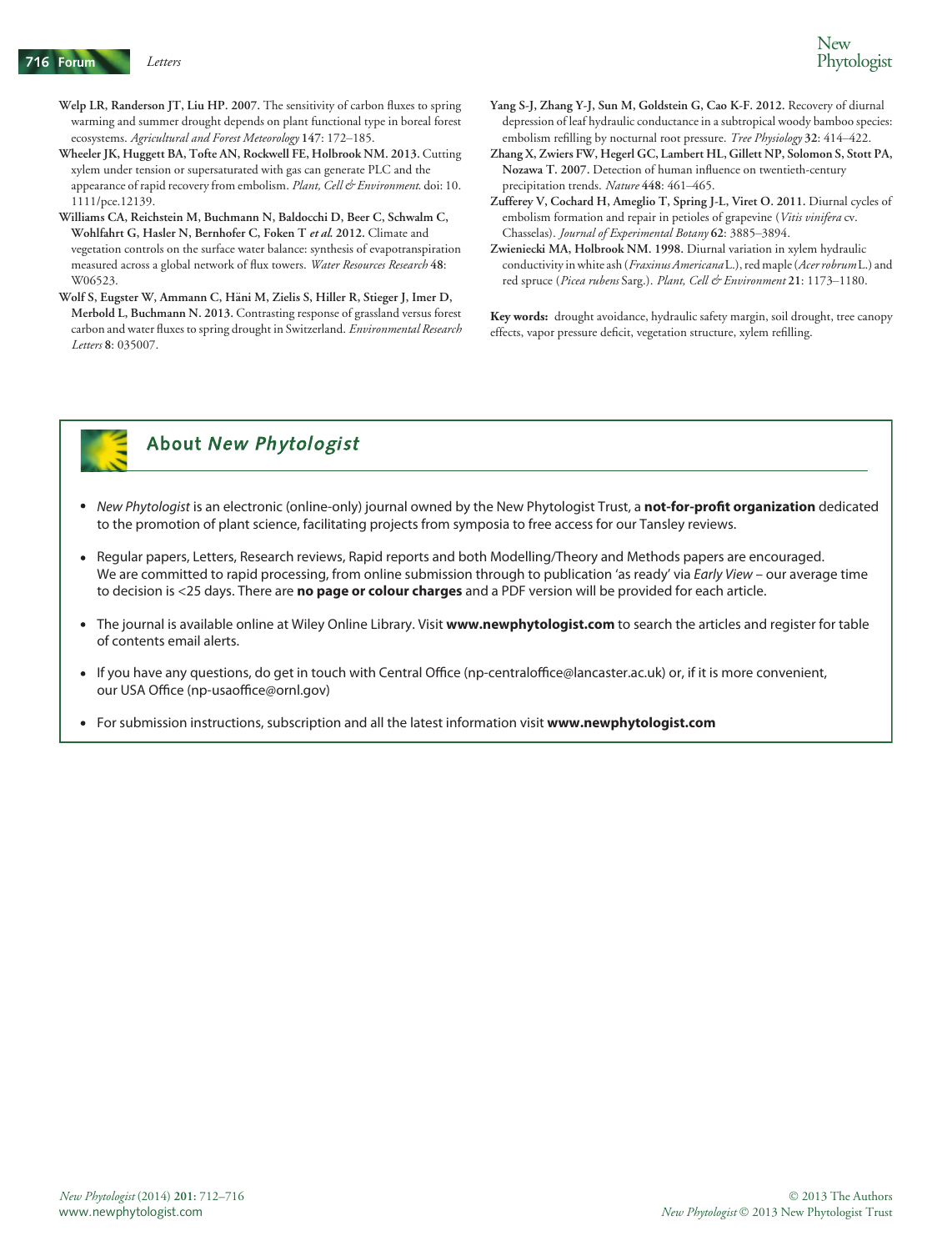**Welp LR, Randerson JT, Liu HP. 2007.** The sensitivity of carbon fluxes to spring warming and summer drought depends on plant functional type in boreal forest ecosystems. *Agricultural and Forest Meteorology* **147**: 172–185.

**Wheeler JK, Huggett BA, Tofte AN, Rockwell FE, Holbrook NM. 2013.** Cutting xylem under tension or supersaturated with gas can generate PLC and the appearance of rapid recovery from embolism. *Plant, Cell & Environment*. doi: 10.1111/pce.12139.

**Williams CA, Reichstein M, Buchmann N, Baldocchi D, Beer C, Schwalm C, Wohlfahrt G, Hasler N, Bernhofer C, Foken T *et al.* 2012.** Climate and vegetation controls on the surface water balance: synthesis of evapotranspiration measured across a global network of flux towers. *Water Resources Research* **48**: W06523.

**Wolf S, Eugster W, Ammann C, Häni M, Zielis S, Hiller R, Stieger J, Imer D, Merbold L, Buchmann N. 2013.** Contrasting response of grassland versus forest carbon and water fluxes to spring drought in Switzerland. *Environmental Research Letters* **8**: 035007.

**Yang S-J, Zhang Y-J, Sun M, Goldstein G, Cao K-F. 2012.** Recovery of diurnal depression of leaf hydraulic conductance in a subtropical woody bamboo species: embolism refilling by nocturnal root pressure. *Tree Physiology* **32**: 414–422.

**Zhang X, Zwiers FW, Hegerl GC, Lambert HL, Gillett NP, Solomon S, Stott PA, Nozawa T. 2007.** Detection of human influence on twentieth-century precipitation trends. *Nature* **448**: 461–465.

**Zufferey V, Cochard H, Ameglio T, Spring J-L, Viret O. 2011.** Diurnal cycles of embolism formation and repair in petioles of grapevine (*Vitis vinifera* cv. Chasselas). *Journal of Experimental Botany* **62**: 3885–3894.

**Zwieniecki MA, Holbrook NM. 1998.** Diurnal variation in xylem hydraulic conductivity in white ash (*Fraxinus Americana* L.), red maple (*Acer robrum* L.) and red spruce (*Picea rubens* Sarg.). *Plant, Cell & Environment* **21**: 1173–1180.

**Key words:** drought avoidance, hydraulic safety margin, soil drought, tree canopy effects, vapor pressure deficit, vegetation structure, xylem refilling.

## About *New Phytologist*

- *New Phytologist* is an electronic (online-only) journal owned by the New Phytologist Trust, a **not-for-profit organization** dedicated to the promotion of plant science, facilitating projects from symposia to free access for our Tansley reviews.
- Regular papers, Letters, Research reviews, Rapid reports and both Modelling/Theory and Methods papers are encouraged. We are committed to rapid processing, from online submission through to publication 'as ready' via *Early View* – our average time to decision is <25 days. There are **no page or colour charges** and a PDF version will be provided for each article.
- The journal is available online at Wiley Online Library. Visit **www.newphytologist.com** to search the articles and register for table of contents email alerts.
- If you have any questions, do get in touch with Central Office (np-centraloffice@lancaster.ac.uk) or, if it is more convenient, our USA Office (np-usaoffice@ornl.gov)
- For submission instructions, subscription and all the latest information visit **www.newphytologist.com**